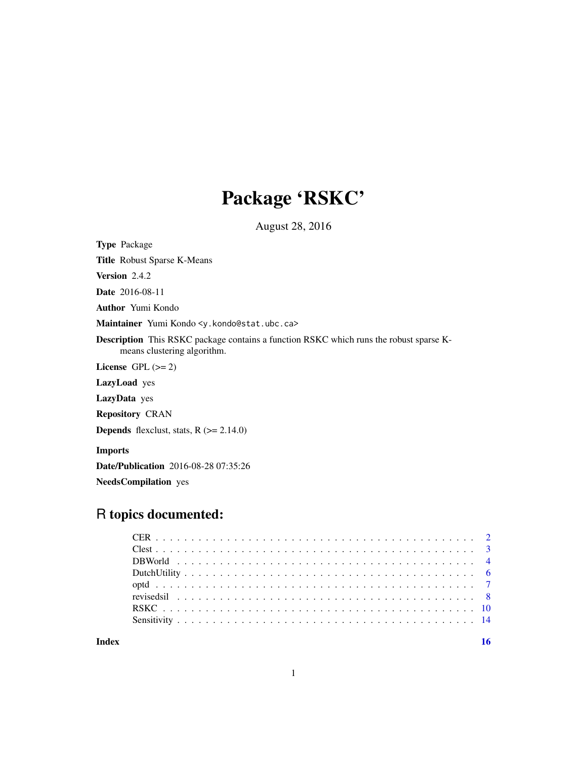# Package 'RSKC'

August 28, 2016

**Type** Package

**Title** Robust Sparse K-Means

**Version** 2.4.2

**Date** 2016-08-11

**Author** Yumi Kondo

**Maintainer** Yumi Kondo <y.kondo@stat.ubc.ca>

**Description** This RSKC package contains a function RSKC which runs the robust sparse K-means clustering algorithm.

**License** GPL (>= 2)

**LazyLoad** yes

**LazyData** yes

**Repository** CRAN

**Depends** flexclust, stats, R (>= 2.14.0)

**Imports**

**Date/Publication** 2016-08-28 07:35:26

**NeedsCompilation** yes

## R topics documented:

- CER . . . . . . . . . . . . . . . . . . . . . . . . . . . . . . . . . . . . . . . . . . 2
- Clest . . . . . . . . . . . . . . . . . . . . . . . . . . . . . . . . . . . . . . . . . 3
- DBWorld . . . . . . . . . . . . . . . . . . . . . . . . . . . . . . . . . . . . . . . 4
- DutchUtility . . . . . . . . . . . . . . . . . . . . . . . . . . . . . . . . . . . . . 6
- optd . . . . . . . . . . . . . . . . . . . . . . . . . . . . . . . . . . . . . . . . . 7
- revisedsil . . . . . . . . . . . . . . . . . . . . . . . . . . . . . . . . . . . . . . 8
- RSKC . . . . . . . . . . . . . . . . . . . . . . . . . . . . . . . . . . . . . . . . . 10
- Sensitivity . . . . . . . . . . . . . . . . . . . . . . . . . . . . . . . . . . . . . 14

**Index** 16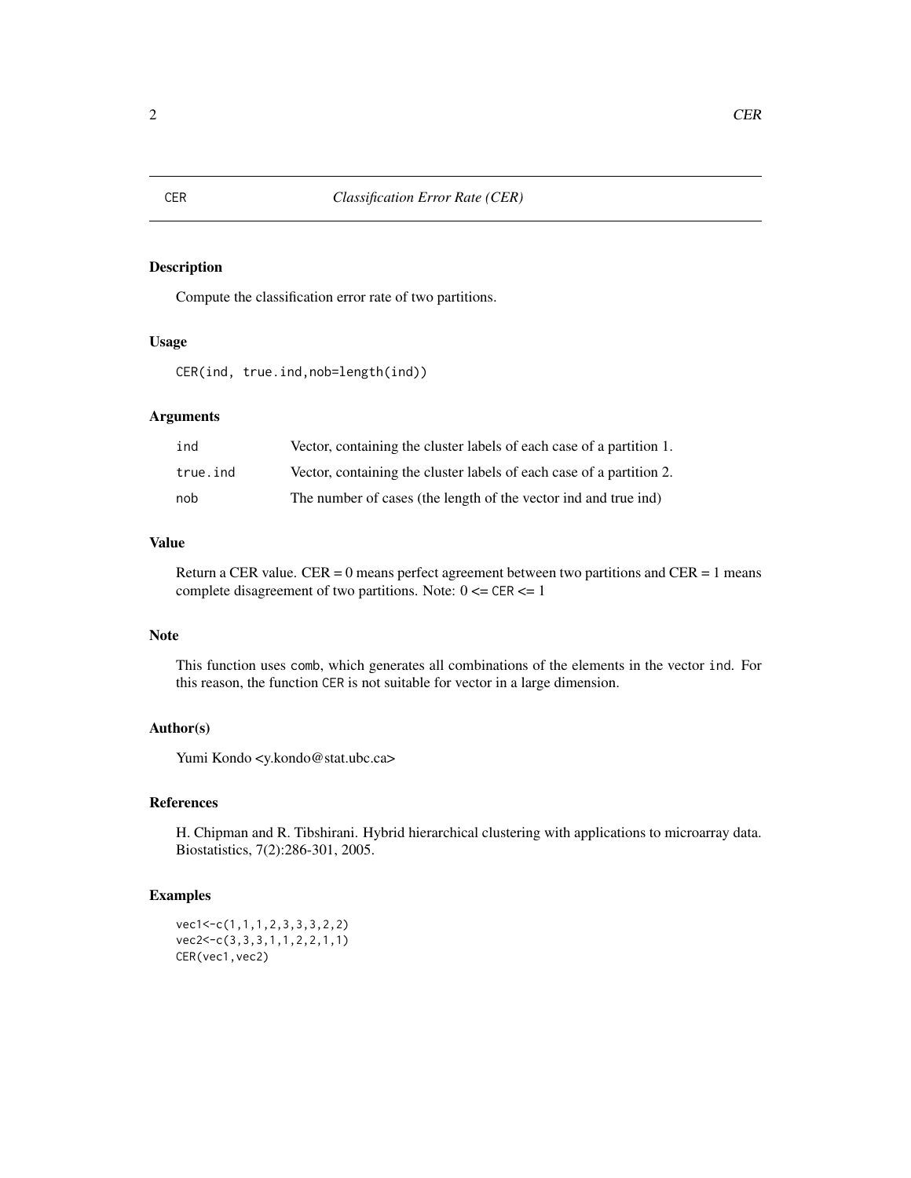# CER — *Classification Error Rate (CER)*

## Description

Compute the classification error rate of two partitions.

## Usage

```
CER(ind, true.ind,nob=length(ind))
```

## Arguments

| | |
|---|---|
| `ind` | Vector, containing the cluster labels of each case of a partition 1. |
| `true.ind` | Vector, containing the cluster labels of each case of a partition 2. |
| `nob` | The number of cases (the length of the vector ind and true ind) |

## Value

Return a CER value. CER = 0 means perfect agreement between two partitions and CER = 1 means complete disagreement of two partitions. Note: 0 <= `CER` <= 1

## Note

This function uses `comb`, which generates all combinations of the elements in the vector `ind`. For this reason, the function `CER` is not suitable for vector in a large dimension.

## Author(s)

Yumi Kondo <y.kondo@stat.ubc.ca>

## References

H. Chipman and R. Tibshirani. Hybrid hierarchical clustering with applications to microarray data. Biostatistics, 7(2):286-301, 2005.

## Examples

```
vec1<-c(1,1,1,2,3,3,3,2,2)
vec2<-c(3,3,3,1,1,2,2,1,1)
CER(vec1,vec2)
```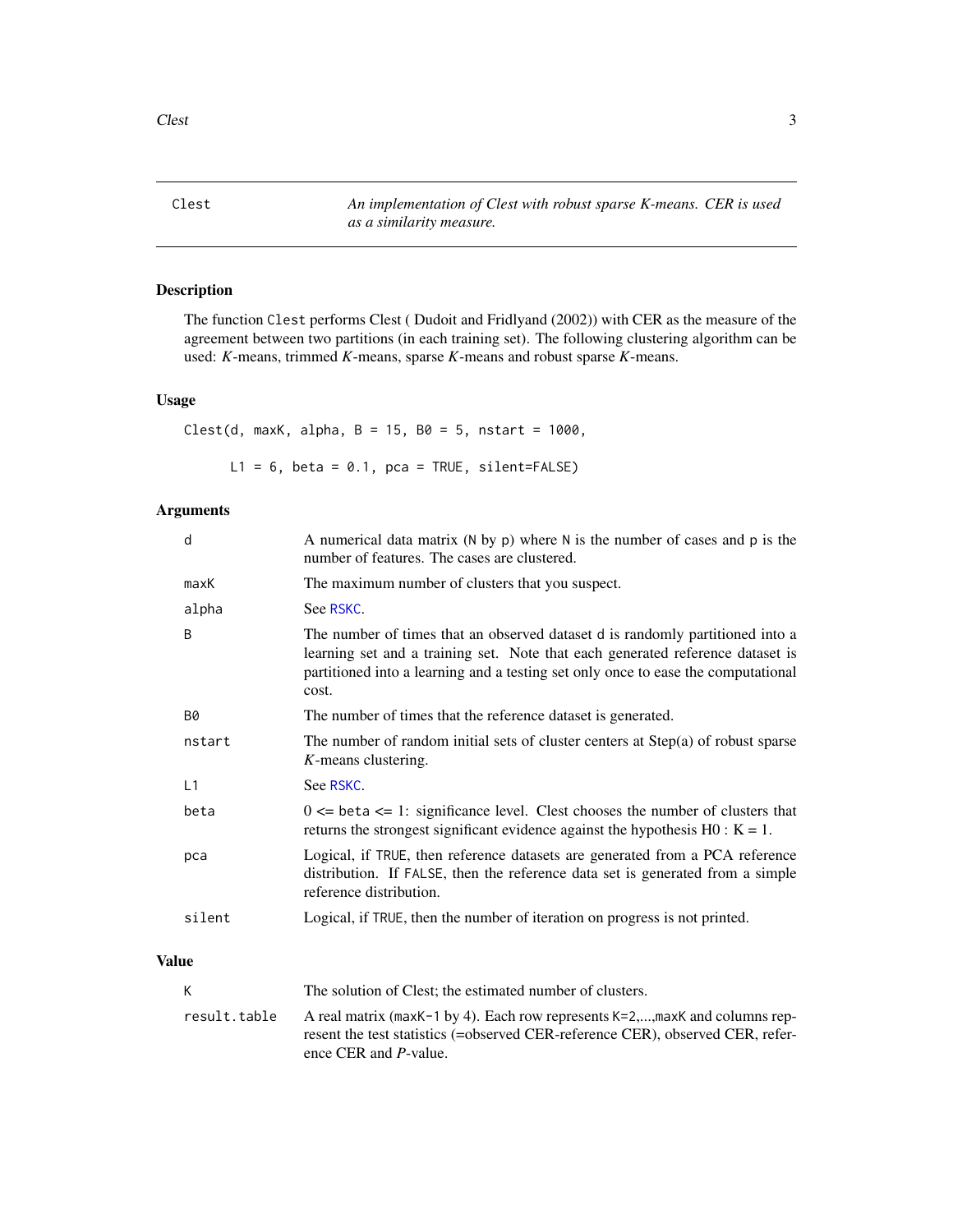Clest — *An implementation of Clest with robust sparse K-means. CER is used as a similarity measure.*

## Description

The function `Clest` performs Clest ( Dudoit and Fridlyand (2002)) with CER as the measure of the agreement between two partitions (in each training set). The following clustering algorithm can be used: *K*-means, trimmed *K*-means, sparse *K*-means and robust sparse *K*-means.

## Usage

```
Clest(d, maxK, alpha, B = 15, B0 = 5, nstart = 1000,

      L1 = 6, beta = 0.1, pca = TRUE, silent=FALSE)
```

## Arguments

| | |
|---|---|
| `d` | A numerical data matrix (`N` by `p`) where `N` is the number of cases and `p` is the number of features. The cases are clustered. |
| `maxK` | The maximum number of clusters that you suspect. |
| `alpha` | See `RSKC`. |
| `B` | The number of times that an observed dataset `d` is randomly partitioned into a learning set and a training set. Note that each generated reference dataset is partitioned into a learning and a testing set only once to ease the computational cost. |
| `B0` | The number of times that the reference dataset is generated. |
| `nstart` | The number of random initial sets of cluster centers at Step(a) of robust sparse *K*-means clustering. |
| `L1` | See `RSKC`. |
| `beta` | 0 <= `beta` <= 1: significance level. Clest chooses the number of clusters that returns the strongest significant evidence against the hypothesis H0 : K = 1. |
| `pca` | Logical, if `TRUE`, then reference datasets are generated from a PCA reference distribution. If `FALSE`, then the reference data set is generated from a simple reference distribution. |
| `silent` | Logical, if `TRUE`, then the number of iteration on progress is not printed. |

## Value

| | |
|---|---|
| `K` | The solution of Clest; the estimated number of clusters. |
| `result.table` | A real matrix (`maxK-1` by 4). Each row represents `K=2,...,maxK` and columns represent the test statistics (=observed CER-reference CER), observed CER, reference CER and *P*-value. |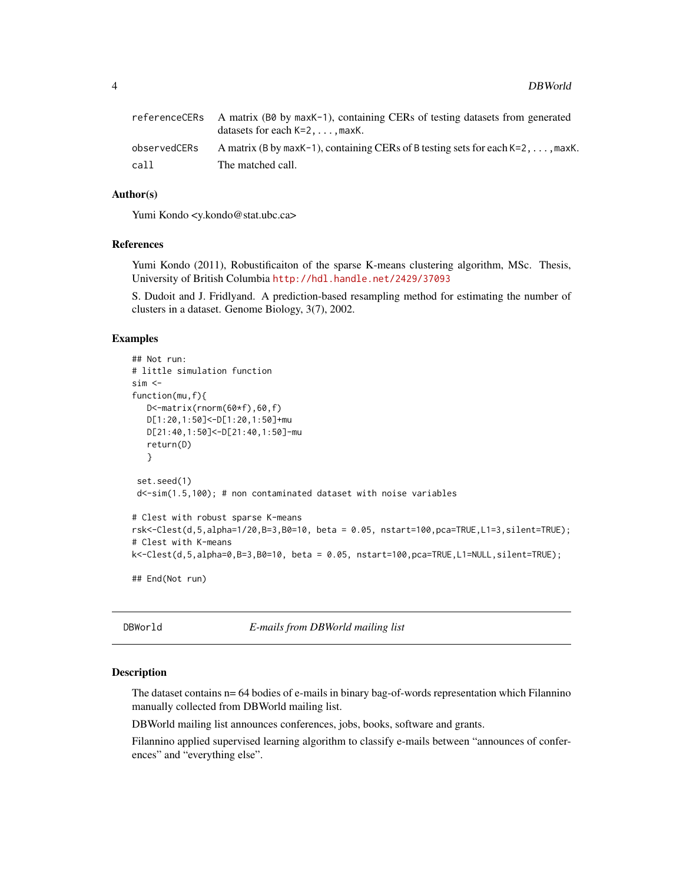| | |
|---|---|
| referenceCERs | A matrix (B0 by maxK-1), containing CERs of testing datasets from generated datasets for each K=2,...,maxK. |
| observedCERs | A matrix (B by maxK-1), containing CERs of B testing sets for each K=2,...,maxK. |
| call | The matched call. |

### Author(s)

Yumi Kondo <y.kondo@stat.ubc.ca>

### References

Yumi Kondo (2011), Robustificaiton of the sparse K-means clustering algorithm, MSc. Thesis, University of British Columbia http://hdl.handle.net/2429/37093

S. Dudoit and J. Fridlyand. A prediction-based resampling method for estimating the number of clusters in a dataset. Genome Biology, 3(7), 2002.

### Examples

```
## Not run:
# little simulation function
sim <-
function(mu,f){
   D<-matrix(rnorm(60*f),60,f)
   D[1:20,1:50]<-D[1:20,1:50]+mu
   D[21:40,1:50]<-D[21:40,1:50]-mu
   return(D)
   }

 set.seed(1)
 d<-sim(1.5,100); # non contaminated dataset with noise variables

# Clest with robust sparse K-means
rsk<-Clest(d,5,alpha=1/20,B=3,B0=10, beta = 0.05, nstart=100,pca=TRUE,L1=3,silent=TRUE);
# Clest with K-means
k<-Clest(d,5,alpha=0,B=3,B0=10, beta = 0.05, nstart=100,pca=TRUE,L1=NULL,silent=TRUE);

## End(Not run)
```

---

## DBWorld    *E-mails from DBWorld mailing list*

---

### Description

The dataset contains n= 64 bodies of e-mails in binary bag-of-words representation which Filannino manually collected from DBWorld mailing list.

DBWorld mailing list announces conferences, jobs, books, software and grants.

Filannino applied supervised learning algorithm to classify e-mails between “announces of conferences” and “everything else”.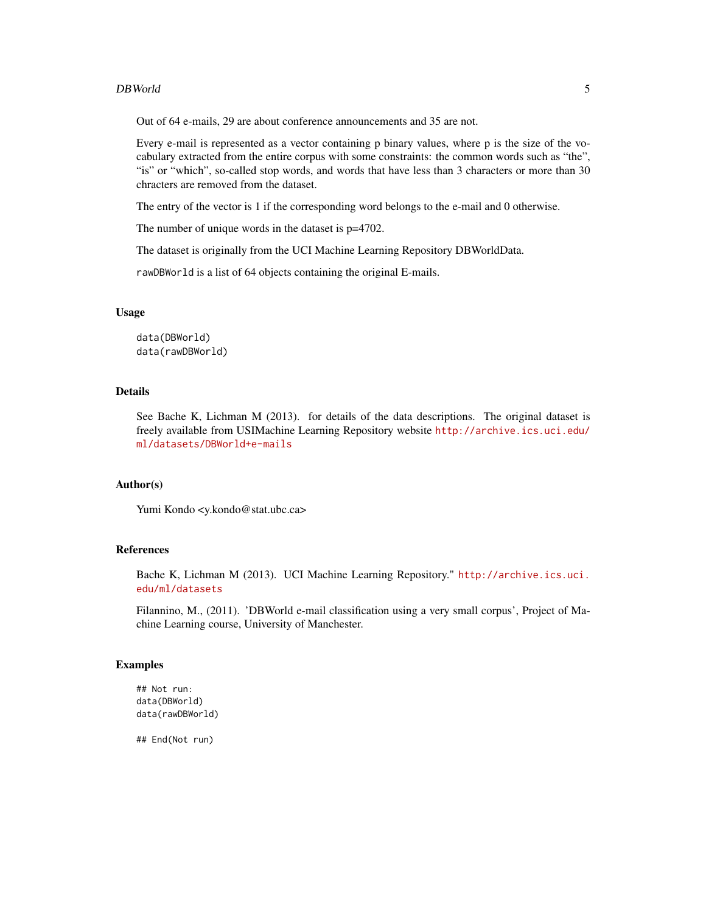Out of 64 e-mails, 29 are about conference announcements and 35 are not.

Every e-mail is represented as a vector containing p binary values, where p is the size of the vocabulary extracted from the entire corpus with some constraints: the common words such as "the", "is" or "which", so-called stop words, and words that have less than 3 characters or more than 30 chracters are removed from the dataset.

The entry of the vector is 1 if the corresponding word belongs to the e-mail and 0 otherwise.

The number of unique words in the dataset is p=4702.

The dataset is originally from the UCI Machine Learning Repository DBWorldData.

`rawDBWorld` is a list of 64 objects containing the original E-mails.

### Usage

```
data(DBWorld)
data(rawDBWorld)
```

### Details

See Bache K, Lichman M (2013). for details of the data descriptions. The original dataset is freely available from USIMachine Learning Repository website http://archive.ics.uci.edu/ml/datasets/DBWorld+e-mails

### Author(s)

Yumi Kondo <y.kondo@stat.ubc.ca>

### References

Bache K, Lichman M (2013). UCI Machine Learning Repository." http://archive.ics.uci.edu/ml/datasets

Filannino, M., (2011). 'DBWorld e-mail classification using a very small corpus', Project of Machine Learning course, University of Manchester.

### Examples

```
## Not run:
data(DBWorld)
data(rawDBWorld)

## End(Not run)
```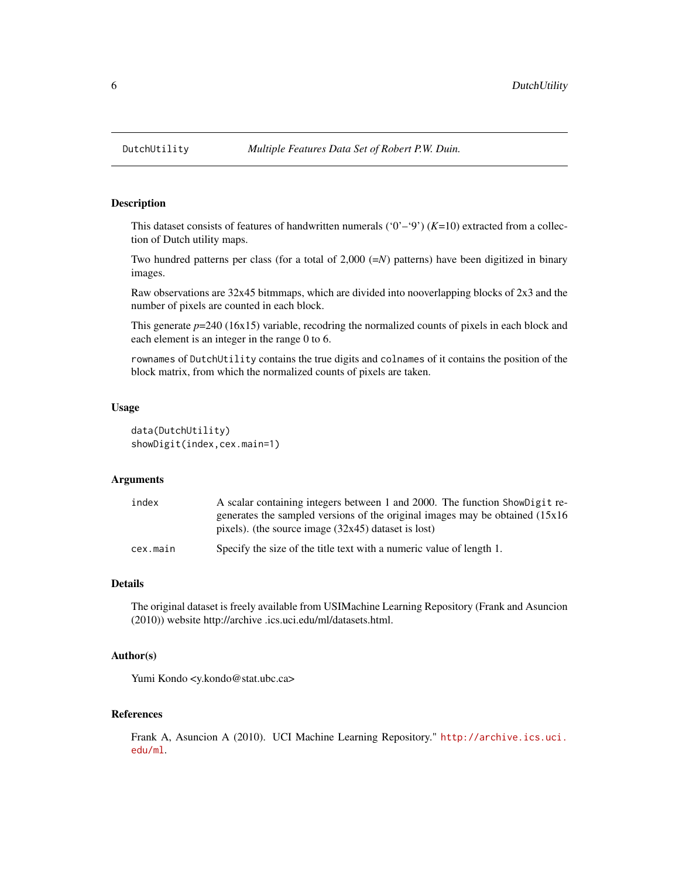DutchUtility — *Multiple Features Data Set of Robert P.W. Duin.*

## Description

This dataset consists of features of handwritten numerals ('0'–'9') ($K$=10) extracted from a collection of Dutch utility maps.

Two hundred patterns per class (for a total of 2,000 (=$N$) patterns) have been digitized in binary images.

Raw observations are 32x45 bitmmaps, which are divided into nooverlapping blocks of 2x3 and the number of pixels are counted in each block.

This generate $p$=240 (16x15) variable, recodring the normalized counts of pixels in each block and each element is an integer in the range 0 to 6.

`rownames` of `DutchUtility` contains the true digits and `colnames` of it contains the position of the block matrix, from which the normalized counts of pixels are taken.

## Usage

```
data(DutchUtility)
showDigit(index,cex.main=1)
```

## Arguments

| | |
|---|---|
| `index` | A scalar containing integers between 1 and 2000. The function `ShowDigit` regenerates the sampled versions of the original images may be obtained (15x16 pixels). (the source image (32x45) dataset is lost) |
| `cex.main` | Specify the size of the title text with a numeric value of length 1. |

## Details

The original dataset is freely available from USIMachine Learning Repository (Frank and Asuncion (2010)) website http://archive .ics.uci.edu/ml/datasets.html.

## Author(s)

Yumi Kondo <y.kondo@stat.ubc.ca>

## References

Frank A, Asuncion A (2010). UCI Machine Learning Repository." http://archive.ics.uci.edu/ml.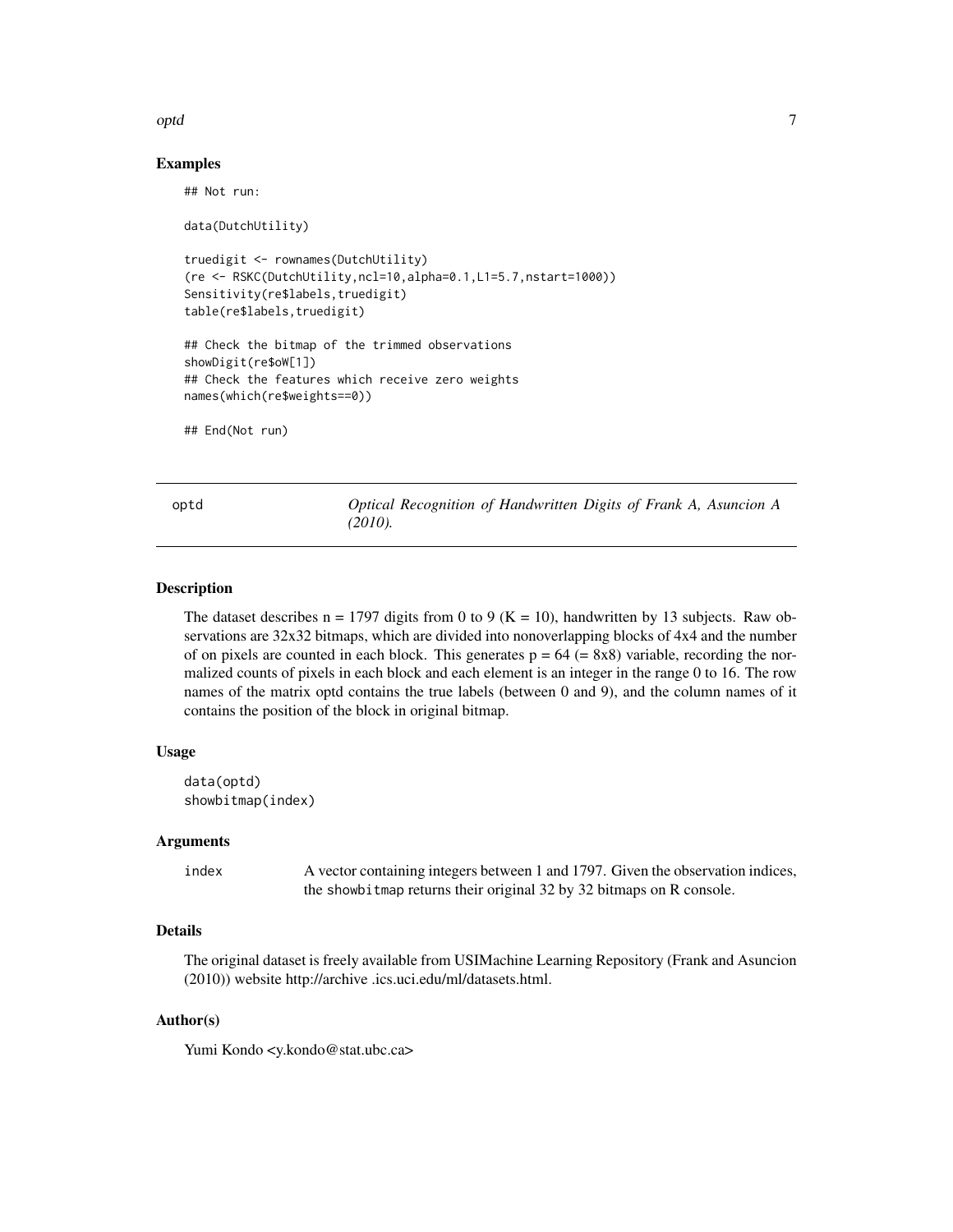## Examples

```
## Not run:

data(DutchUtility)

truedigit <- rownames(DutchUtility)
(re <- RSKC(DutchUtility,ncl=10,alpha=0.1,L1=5.7,nstart=1000))
Sensitivity(re$labels,truedigit)
table(re$labels,truedigit)

## Check the bitmap of the trimmed observations
showDigit(re$oW[1])
## Check the features which receive zero weights
names(which(re$weights==0))

## End(Not run)
```

---

optd *Optical Recognition of Handwritten Digits of Frank A, Asuncion A (2010).*

---

## Description

The dataset describes n = 1797 digits from 0 to 9 (K = 10), handwritten by 13 subjects. Raw observations are 32x32 bitmaps, which are divided into nonoverlapping blocks of 4x4 and the number of on pixels are counted in each block. This generates p = 64 (= 8x8) variable, recording the normalized counts of pixels in each block and each element is an integer in the range 0 to 16. The row names of the matrix optd contains the true labels (between 0 and 9), and the column names of it contains the position of the block in original bitmap.

## Usage

```
data(optd)
showbitmap(index)
```

## Arguments

| | |
|---|---|
| index | A vector containing integers between 1 and 1797. Given the observation indices, the showbitmap returns their original 32 by 32 bitmaps on R console. |

## Details

The original dataset is freely available from USIMachine Learning Repository (Frank and Asuncion (2010)) website http://archive .ics.uci.edu/ml/datasets.html.

## Author(s)

Yumi Kondo <y.kondo@stat.ubc.ca>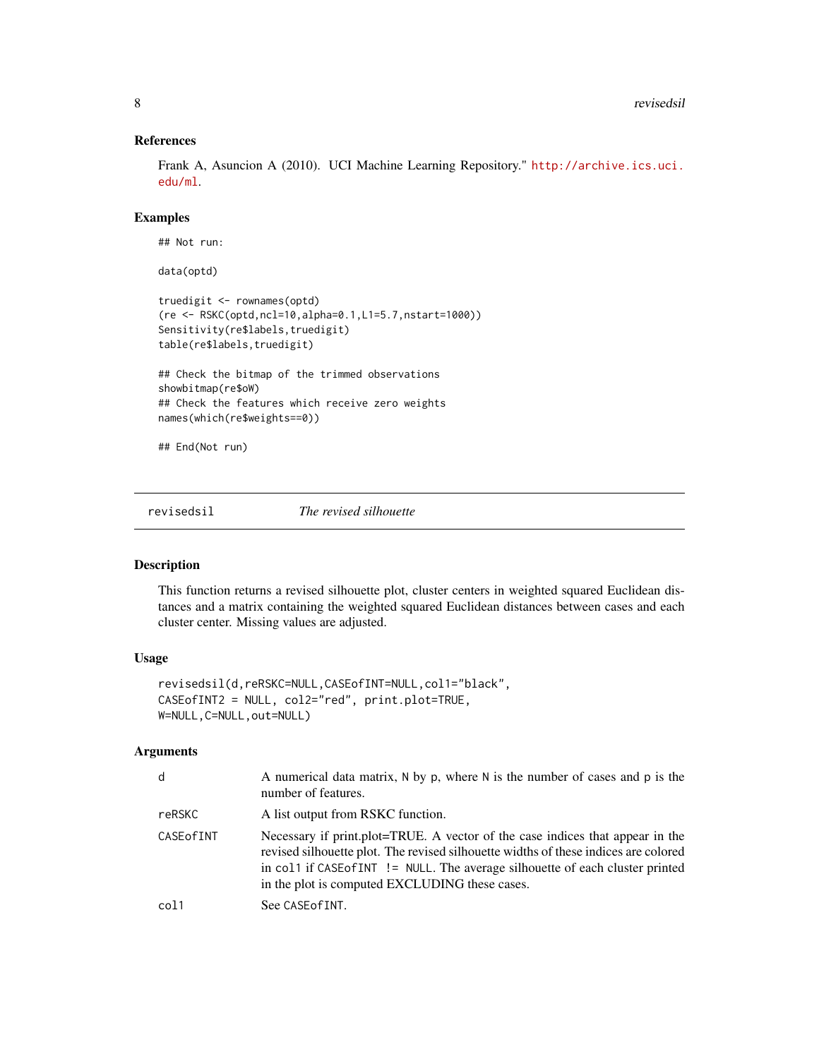### References

Frank A, Asuncion A (2010). UCI Machine Learning Repository." http://archive.ics.uci.edu/ml.

### Examples

```
## Not run:

data(optd)

truedigit <- rownames(optd)
(re <- RSKC(optd,ncl=10,alpha=0.1,L1=5.7,nstart=1000))
Sensitivity(re$labels,truedigit)
table(re$labels,truedigit)

## Check the bitmap of the trimmed observations
showbitmap(re$oW)
## Check the features which receive zero weights
names(which(re$weights==0))

## End(Not run)
```

---

## revisedsil — *The revised silhouette*

### Description

This function returns a revised silhouette plot, cluster centers in weighted squared Euclidean distances and a matrix containing the weighted squared Euclidean distances between cases and each cluster center. Missing values are adjusted.

### Usage

```
revisedsil(d,reRSKC=NULL,CASEofINT=NULL,col1="black",
CASEofINT2 = NULL, col2="red", print.plot=TRUE,
W=NULL,C=NULL,out=NULL)
```

### Arguments

| | |
|---|---|
| d | A numerical data matrix, N by p, where N is the number of cases and p is the number of features. |
| reRSKC | A list output from RSKC function. |
| CASEofINT | Necessary if print.plot=TRUE. A vector of the case indices that appear in the revised silhouette plot. The revised silhouette widths of these indices are colored in col1 if CASEofINT != NULL. The average silhouette of each cluster printed in the plot is computed EXCLUDING these cases. |
| col1 | See CASEofINT. |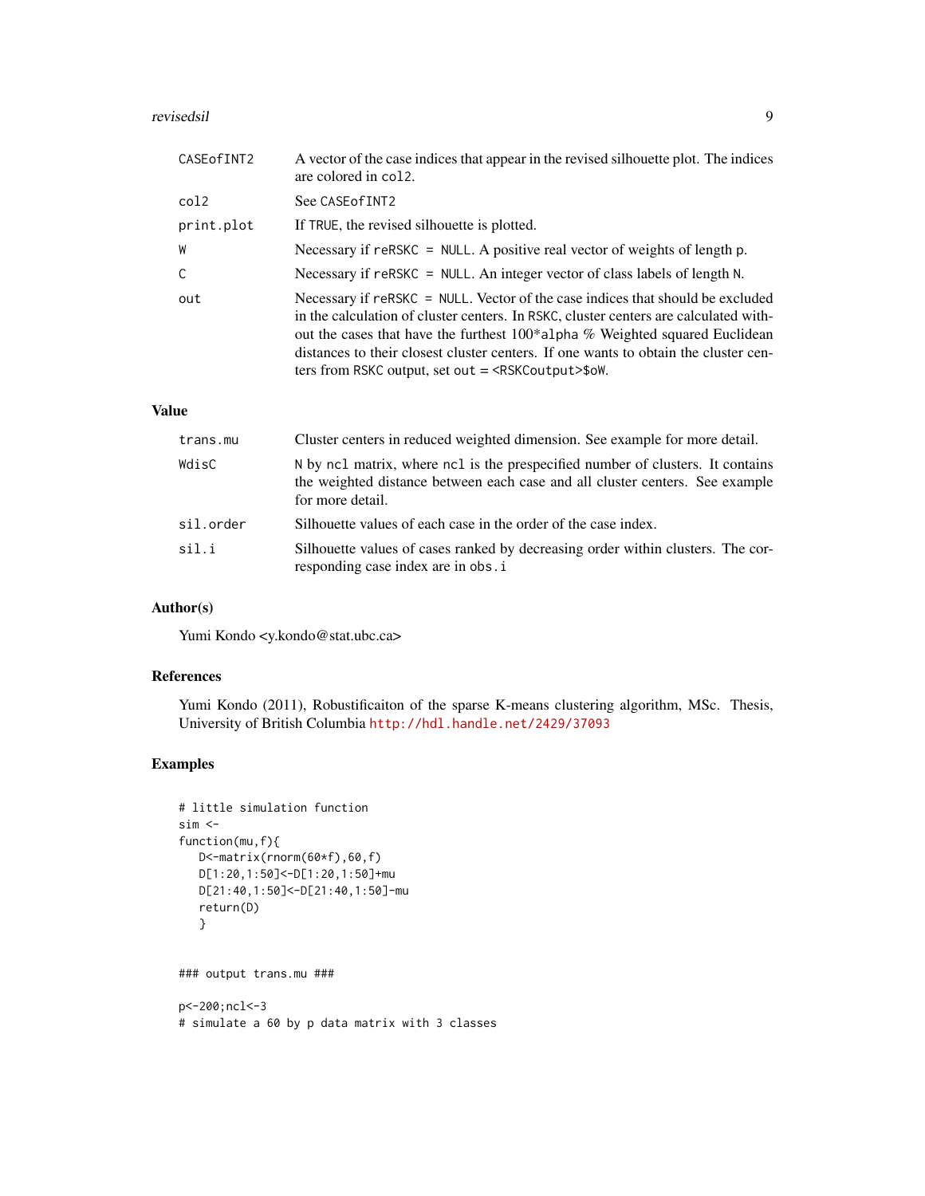| | |
|---|---|
| CASEofINT2 | A vector of the case indices that appear in the revised silhouette plot. The indices are colored in col2. |
| col2 | See CASEofINT2 |
| print.plot | If TRUE, the revised silhouette is plotted. |
| W | Necessary if reRSKC = NULL. A positive real vector of weights of length p. |
| C | Necessary if reRSKC = NULL. An integer vector of class labels of length N. |
| out | Necessary if reRSKC = NULL. Vector of the case indices that should be excluded in the calculation of cluster centers. In RSKC, cluster centers are calculated without the cases that have the furthest 100*alpha % Weighted squared Euclidean distances to their closest cluster centers. If one wants to obtain the cluster centers from RSKC output, set out = <RSKCoutput>$oW. |

## Value

| | |
|---|---|
| trans.mu | Cluster centers in reduced weighted dimension. See example for more detail. |
| WdisC | N by ncl matrix, where ncl is the prespecified number of clusters. It contains the weighted distance between each case and all cluster centers. See example for more detail. |
| sil.order | Silhouette values of each case in the order of the case index. |
| sil.i | Silhouette values of cases ranked by decreasing order within clusters. The corresponding case index are in obs.i |

## Author(s)

Yumi Kondo <y.kondo@stat.ubc.ca>

## References

Yumi Kondo (2011), Robustificaiton of the sparse K-means clustering algorithm, MSc. Thesis, University of British Columbia http://hdl.handle.net/2429/37093

## Examples

```
# little simulation function
sim <-
function(mu,f){
   D<-matrix(rnorm(60*f),60,f)
   D[1:20,1:50]<-D[1:20,1:50]+mu
   D[21:40,1:50]<-D[21:40,1:50]-mu
   return(D)
   }


### output trans.mu ###

p<-200;ncl<-3
# simulate a 60 by p data matrix with 3 classes
```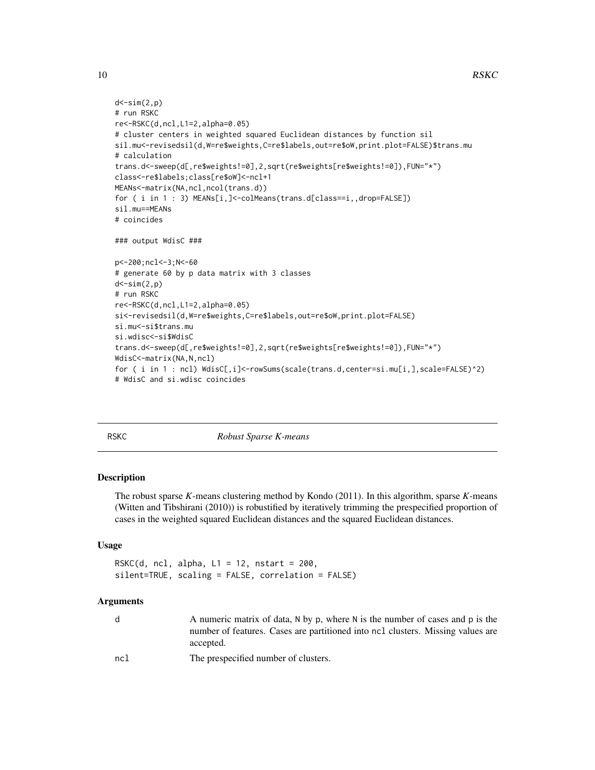```
d<-sim(2,p)
# run RSKC
re<-RSKC(d,ncl,L1=2,alpha=0.05)
# cluster centers in weighted squared Euclidean distances by function sil
sil.mu<-revisedsil(d,W=re$weights,C=re$labels,out=re$oW,print.plot=FALSE)$trans.mu
# calculation
trans.d<-sweep(d[,re$weights!=0],2,sqrt(re$weights[re$weights!=0]),FUN="*")
class<-re$labels;class[re$oW]<-ncl+1
MEANs<-matrix(NA,ncl,ncol(trans.d))
for ( i in 1 : 3) MEANs[i,]<-colMeans(trans.d[class==i,,drop=FALSE])
sil.mu==MEANs
# coincides

### output WdisC ###

p<-200;ncl<-3;N<-60
# generate 60 by p data matrix with 3 classes
d<-sim(2,p)
# run RSKC
re<-RSKC(d,ncl,L1=2,alpha=0.05)
si<-revisedsil(d,W=re$weights,C=re$labels,out=re$oW,print.plot=FALSE)
si.mu<-si$trans.mu
si.wdisc<-si$WdisC
trans.d<-sweep(d[,re$weights!=0],2,sqrt(re$weights[re$weights!=0]),FUN="*")
WdisC<-matrix(NA,N,ncl)
for ( i in 1 : ncl) WdisC[,i]<-rowSums(scale(trans.d,center=si.mu[i,],scale=FALSE)^2)
# WdisC and si.wdisc coincides
```

## RSKC *Robust Sparse K-means*

### Description

The robust sparse *K*-means clustering method by Kondo (2011). In this algorithm, sparse *K*-means (Witten and Tibshirani (2010)) is robustified by iteratively trimming the prespecified proportion of cases in the weighted squared Euclidean distances and the squared Euclidean distances.

### Usage

```
RSKC(d, ncl, alpha, L1 = 12, nstart = 200,
silent=TRUE, scaling = FALSE, correlation = FALSE)
```

### Arguments

| | |
|---|---|
| d | A numeric matrix of data, N by p, where N is the number of cases and p is the number of features. Cases are partitioned into ncl clusters. Missing values are accepted. |
| ncl | The prespecified number of clusters. |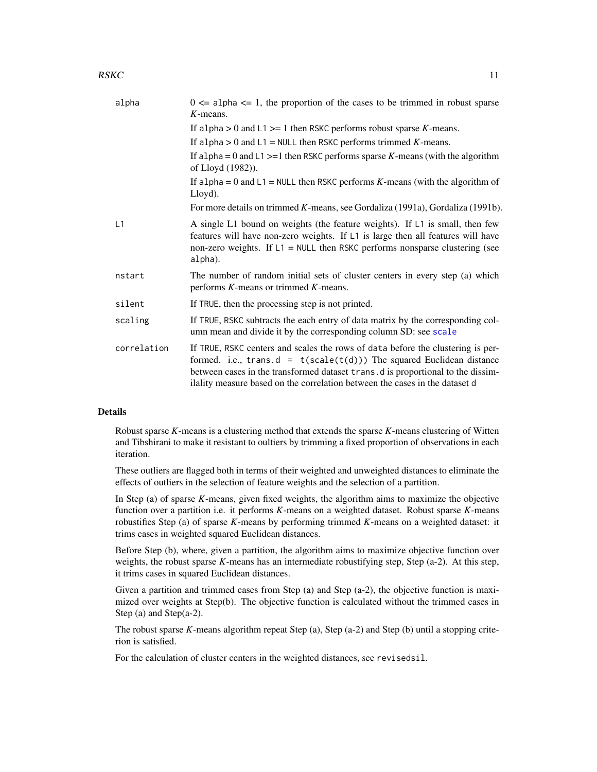| | |
|---|---|
| alpha | 0 <= alpha <= 1, the proportion of the cases to be trimmed in robust sparse *K*-means.<br>If alpha > 0 and L1 >= 1 then RSKC performs robust sparse *K*-means.<br>If alpha > 0 and L1 = NULL then RSKC performs trimmed *K*-means.<br>If alpha = 0 and L1 >=1 then RSKC performs sparse *K*-means (with the algorithm of Lloyd (1982)).<br>If alpha = 0 and L1 = NULL then RSKC performs *K*-means (with the algorithm of Lloyd).<br>For more details on trimmed *K*-means, see Gordaliza (1991a), Gordaliza (1991b). |
| L1 | A single L1 bound on weights (the feature weights). If L1 is small, then few features will have non-zero weights. If L1 is large then all features will have non-zero weights. If L1 = NULL then RSKC performs nonsparse clustering (see alpha). |
| nstart | The number of random initial sets of cluster centers in every step (a) which performs *K*-means or trimmed *K*-means. |
| silent | If TRUE, then the processing step is not printed. |
| scaling | If TRUE, RSKC subtracts the each entry of data matrix by the corresponding column mean and divide it by the corresponding column SD: see scale |
| correlation | If TRUE, RSKC centers and scales the rows of data before the clustering is performed. i.e., trans.d = t(scale(t(d))) The squared Euclidean distance between cases in the transformed dataset trans.d is proportional to the dissimilality measure based on the correlation between the cases in the dataset d |

## Details

Robust sparse *K*-means is a clustering method that extends the sparse *K*-means clustering of Witten and Tibshirani to make it resistant to oultiers by trimming a fixed proportion of observations in each iteration.

These outliers are flagged both in terms of their weighted and unweighted distances to eliminate the effects of outliers in the selection of feature weights and the selection of a partition.

In Step (a) of sparse *K*-means, given fixed weights, the algorithm aims to maximize the objective function over a partition i.e. it performs *K*-means on a weighted dataset. Robust sparse *K*-means robustifies Step (a) of sparse *K*-means by performing trimmed *K*-means on a weighted dataset: it trims cases in weighted squared Euclidean distances.

Before Step (b), where, given a partition, the algorithm aims to maximize objective function over weights, the robust sparse *K*-means has an intermediate robustifying step, Step (a-2). At this step, it trims cases in squared Euclidean distances.

Given a partition and trimmed cases from Step (a) and Step (a-2), the objective function is maximized over weights at Step(b). The objective function is calculated without the trimmed cases in Step (a) and Step(a-2).

The robust sparse *K*-means algorithm repeat Step (a), Step (a-2) and Step (b) until a stopping criterion is satisfied.

For the calculation of cluster centers in the weighted distances, see revisedsil.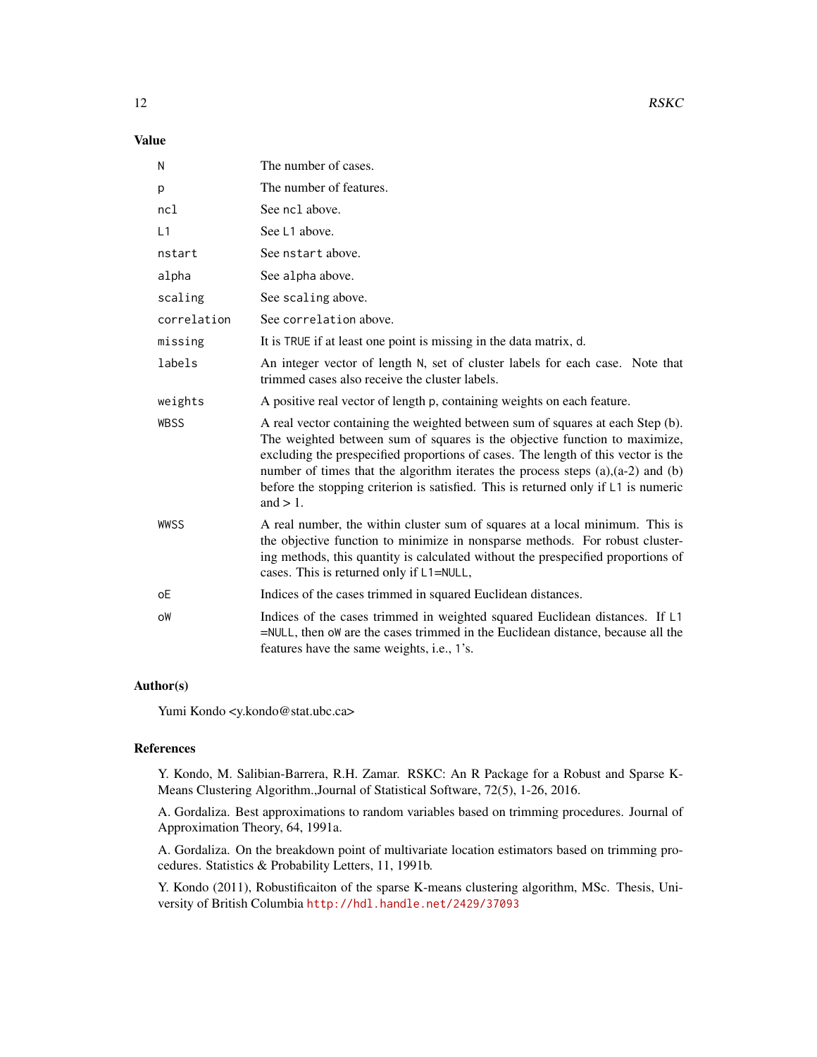## Value

| | |
|---|---|
| N | The number of cases. |
| p | The number of features. |
| ncl | See ncl above. |
| L1 | See L1 above. |
| nstart | See nstart above. |
| alpha | See alpha above. |
| scaling | See scaling above. |
| correlation | See correlation above. |
| missing | It is TRUE if at least one point is missing in the data matrix, d. |
| labels | An integer vector of length N, set of cluster labels for each case. Note that trimmed cases also receive the cluster labels. |
| weights | A positive real vector of length p, containing weights on each feature. |
| WBSS | A real vector containing the weighted between sum of squares at each Step (b). The weighted between sum of squares is the objective function to maximize, excluding the prespecified proportions of cases. The length of this vector is the number of times that the algorithm iterates the process steps (a),(a-2) and (b) before the stopping criterion is satisfied. This is returned only if L1 is numeric and > 1. |
| WWSS | A real number, the within cluster sum of squares at a local minimum. This is the objective function to minimize in nonsparse methods. For robust clustering methods, this quantity is calculated without the prespecified proportions of cases. This is returned only if L1=NULL, |
| oE | Indices of the cases trimmed in squared Euclidean distances. |
| oW | Indices of the cases trimmed in weighted squared Euclidean distances. If L1 =NULL, then oW are the cases trimmed in the Euclidean distance, because all the features have the same weights, i.e., 1's. |

## Author(s)

Yumi Kondo <y.kondo@stat.ubc.ca>

## References

Y. Kondo, M. Salibian-Barrera, R.H. Zamar. RSKC: An R Package for a Robust and Sparse K-Means Clustering Algorithm.,Journal of Statistical Software, 72(5), 1-26, 2016.

A. Gordaliza. Best approximations to random variables based on trimming procedures. Journal of Approximation Theory, 64, 1991a.

A. Gordaliza. On the breakdown point of multivariate location estimators based on trimming procedures. Statistics & Probability Letters, 11, 1991b.

Y. Kondo (2011), Robustificaiton of the sparse K-means clustering algorithm, MSc. Thesis, University of British Columbia http://hdl.handle.net/2429/37093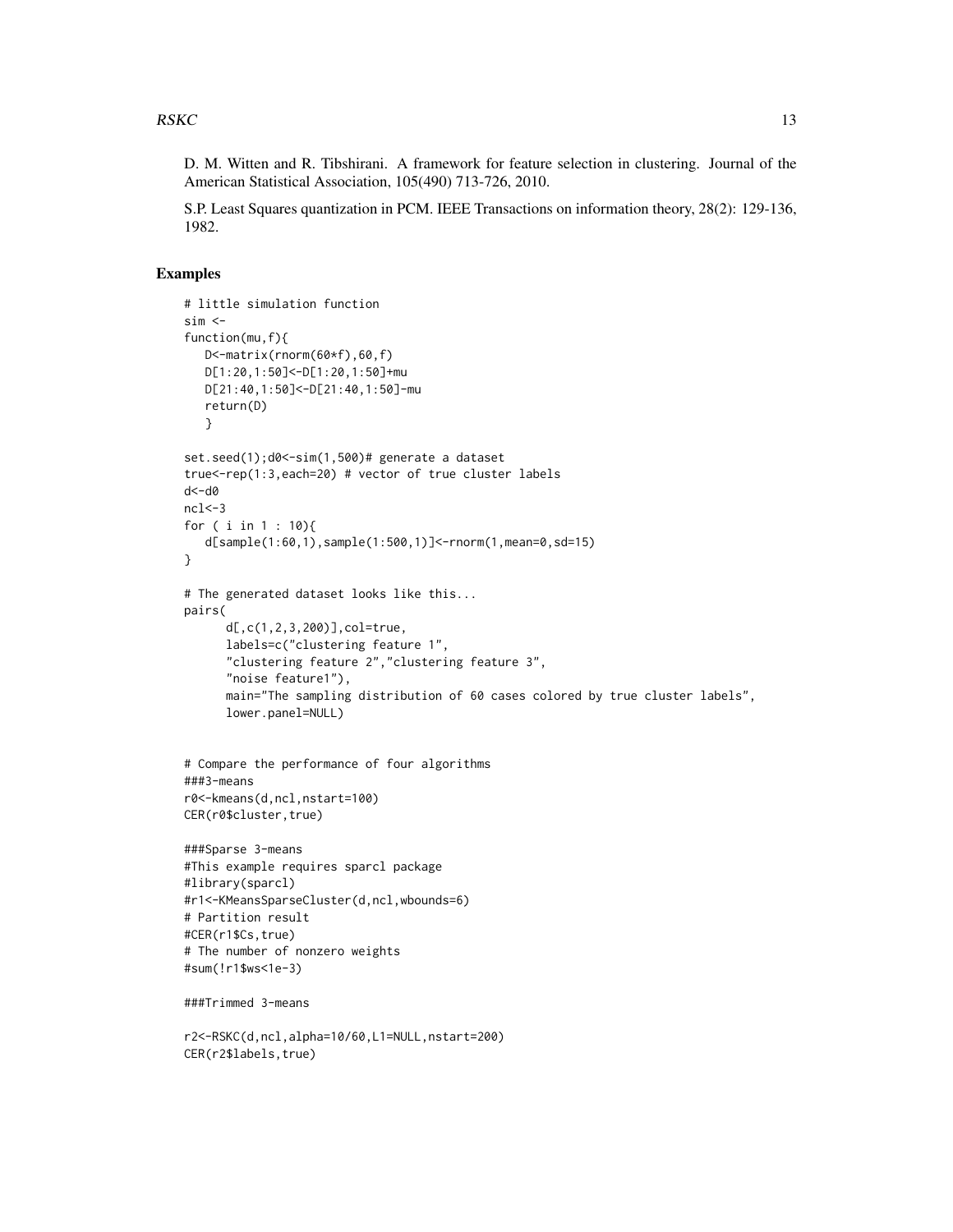D. M. Witten and R. Tibshirani. A framework for feature selection in clustering. Journal of the American Statistical Association, 105(490) 713-726, 2010.

S.P. Least Squares quantization in PCM. IEEE Transactions on information theory, 28(2): 129-136, 1982.

## Examples

```
# little simulation function
sim <-
function(mu,f){
   D<-matrix(rnorm(60*f),60,f)
   D[1:20,1:50]<-D[1:20,1:50]+mu
   D[21:40,1:50]<-D[21:40,1:50]-mu
   return(D)
   }

set.seed(1);d0<-sim(1,500)# generate a dataset
true<-rep(1:3,each=20) # vector of true cluster labels
d<-d0
ncl<-3
for ( i in 1 : 10){
   d[sample(1:60,1),sample(1:500,1)]<-rnorm(1,mean=0,sd=15)
}

# The generated dataset looks like this...
pairs(
      d[,c(1,2,3,200)],col=true,
      labels=c("clustering feature 1",
      "clustering feature 2","clustering feature 3",
      "noise feature1"),
      main="The sampling distribution of 60 cases colored by true cluster labels",
      lower.panel=NULL)


# Compare the performance of four algorithms
###3-means
r0<-kmeans(d,ncl,nstart=100)
CER(r0$cluster,true)

###Sparse 3-means
#This example requires sparcl package
#library(sparcl)
#r1<-KMeansSparseCluster(d,ncl,wbounds=6)
# Partition result
#CER(r1$Cs,true)
# The number of nonzero weights
#sum(!r1$ws<1e-3)

###Trimmed 3-means

r2<-RSKC(d,ncl,alpha=10/60,L1=NULL,nstart=200)
CER(r2$labels,true)
```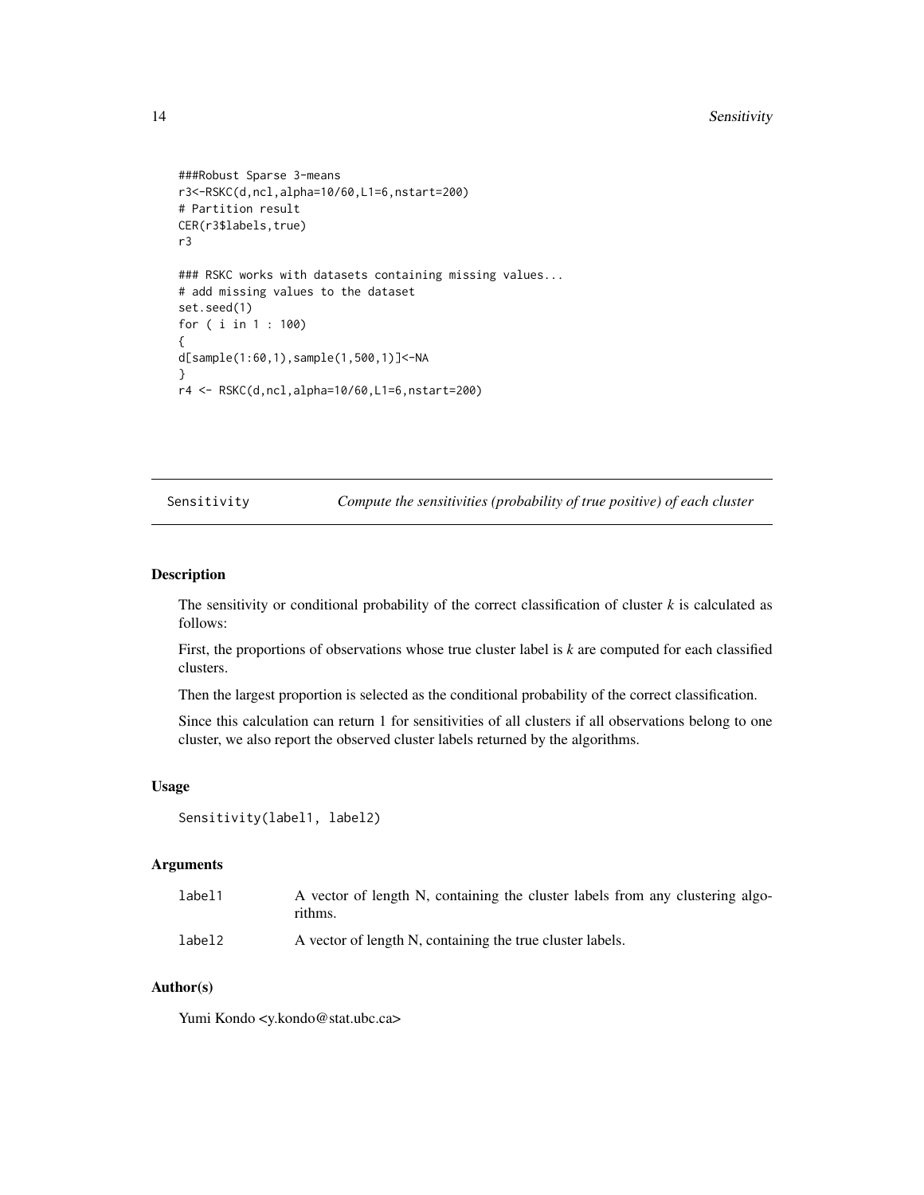```
###Robust Sparse 3-means
r3<-RSKC(d,ncl,alpha=10/60,L1=6,nstart=200)
# Partition result
CER(r3$labels,true)
r3

### RSKC works with datasets containing missing values...
# add missing values to the dataset
set.seed(1)
for ( i in 1 : 100)
{
d[sample(1:60,1),sample(1,500,1)]<-NA
}
r4 <- RSKC(d,ncl,alpha=10/60,L1=6,nstart=200)
```

## Sensitivity — *Compute the sensitivities (probability of true positive) of each cluster*

### Description

The sensitivity or conditional probability of the correct classification of cluster *k* is calculated as follows:

First, the proportions of observations whose true cluster label is *k* are computed for each classified clusters.

Then the largest proportion is selected as the conditional probability of the correct classification.

Since this calculation can return 1 for sensitivities of all clusters if all observations belong to one cluster, we also report the observed cluster labels returned by the algorithms.

### Usage

```
Sensitivity(label1, label2)
```

### Arguments

| | |
|---|---|
| label1 | A vector of length N, containing the cluster labels from any clustering algorithms. |
| label2 | A vector of length N, containing the true cluster labels. |

### Author(s)

Yumi Kondo <y.kondo@stat.ubc.ca>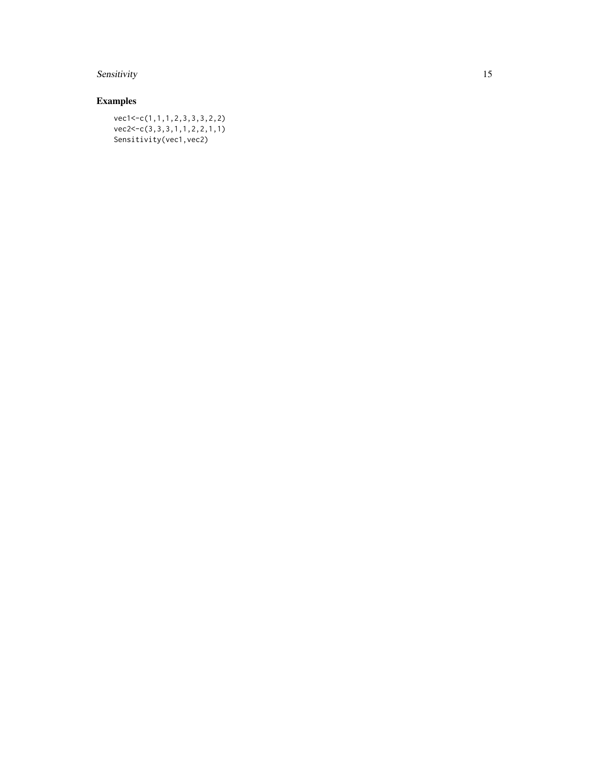## Examples

```
vec1<-c(1,1,1,2,3,3,3,2,2)
vec2<-c(3,3,3,1,1,2,2,1,1)
Sensitivity(vec1,vec2)
```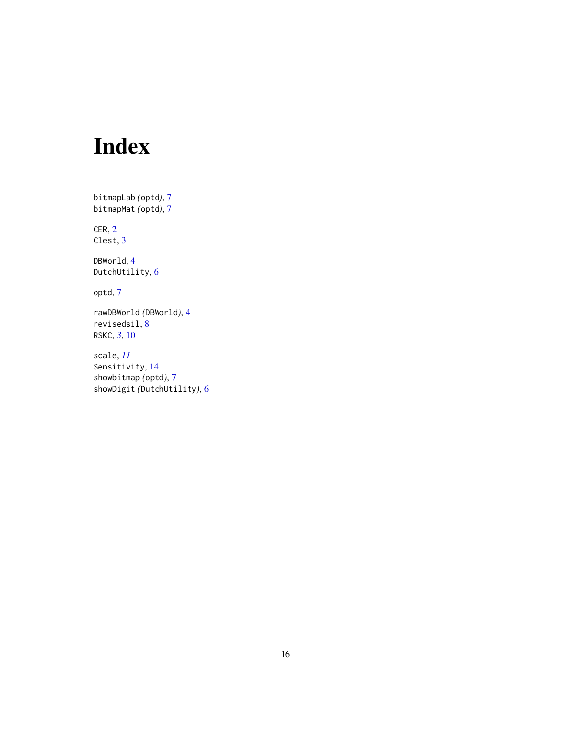# Index

bitmapLab *(optd)*, 7
bitmapMat *(optd)*, 7

CER, 2
Clest, 3

DBWorld, 4
DutchUtility, 6

optd, 7

rawDBWorld *(DBWorld)*, 4
revisedsil, 8
RSKC, *3*, 10

scale, *11*
Sensitivity, 14
showbitmap *(optd)*, 7
showDigit *(DutchUtility)*, 6